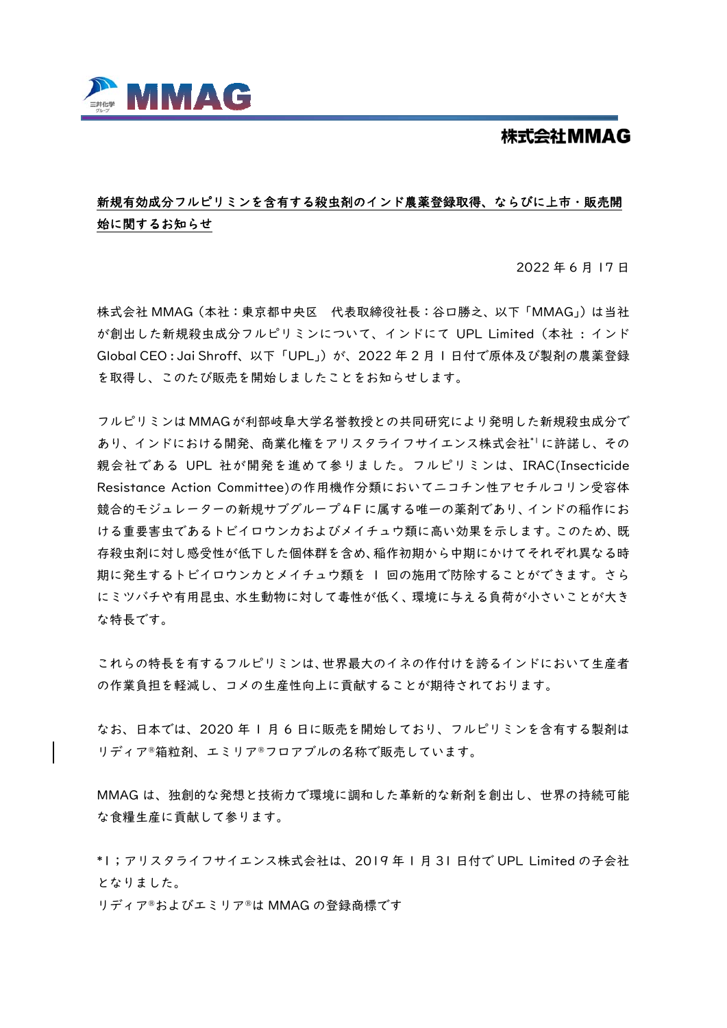MMAG

**株式会社MMAG**

## 新規有効成分フルピリミンを含有する殺虫剤のインド農薬登録取得、ならびに上市・販売開始に関するお知らせ

2022 年 6 月 17 日

株式会社 MMAG（本社：東京都中央区　代表取締役社長：谷口勝之、以下「MMAG」）は当社が創出した新規殺虫成分フルピリミンについて、インドにて UPL Limited（本社：インド Global CEO：Jai Shroff、以下「UPL」）が、2022 年 2 月 1 日付で原体及び製剤の農薬登録を取得し、このたび販売を開始しましたことをお知らせします。

フルピリミンは MMAG が利部岐阜大学名誉教授との共同研究により発明した新規殺虫成分であり、インドにおける開発、商業化権をアリスタライフサイエンス株式会社[*1]に許諾し、その親会社である UPL 社が開発を進めて参りました。フルピリミンは、IRAC(Insecticide Resistance Action Committee)の作用機作分類においてニコチン性アセチルコリン受容体競合的モジュレーターの新規サブグループ4F に属する唯一の薬剤であり、インドの稲作における重要害虫であるトビイロウンカおよびメイチュウ類に高い効果を示します。このため、既存殺虫剤に対し感受性が低下した個体群を含め、稲作初期から中期にかけてそれぞれ異なる時期に発生するトビイロウンカとメイチュウ類を 1 回の施用で防除することができます。さらにミツバチや有用昆虫、水生動物に対して毒性が低く、環境に与える負荷が小さいことが大きな特長です。

これらの特長を有するフルピリミンは、世界最大のイネの作付けを誇るインドにおいて生産者の作業負担を軽減し、コメの生産性向上に貢献することが期待されております。

なお、日本では、2020 年 1 月 6 日に販売を開始しており、フルピリミンを含有する製剤はリディア®箱粒剤、エミリア®フロアブルの名称で販売しています。

MMAG は、独創的な発想と技術力で環境に調和した革新的な新剤を創出し、世界の持続可能な食糧生産に貢献して参ります。

*1；アリスタライフサイエンス株式会社は、2019 年 1 月 31 日付で UPL Limited の子会社となりました。

リディア®およびエミリア®は MMAG の登録商標です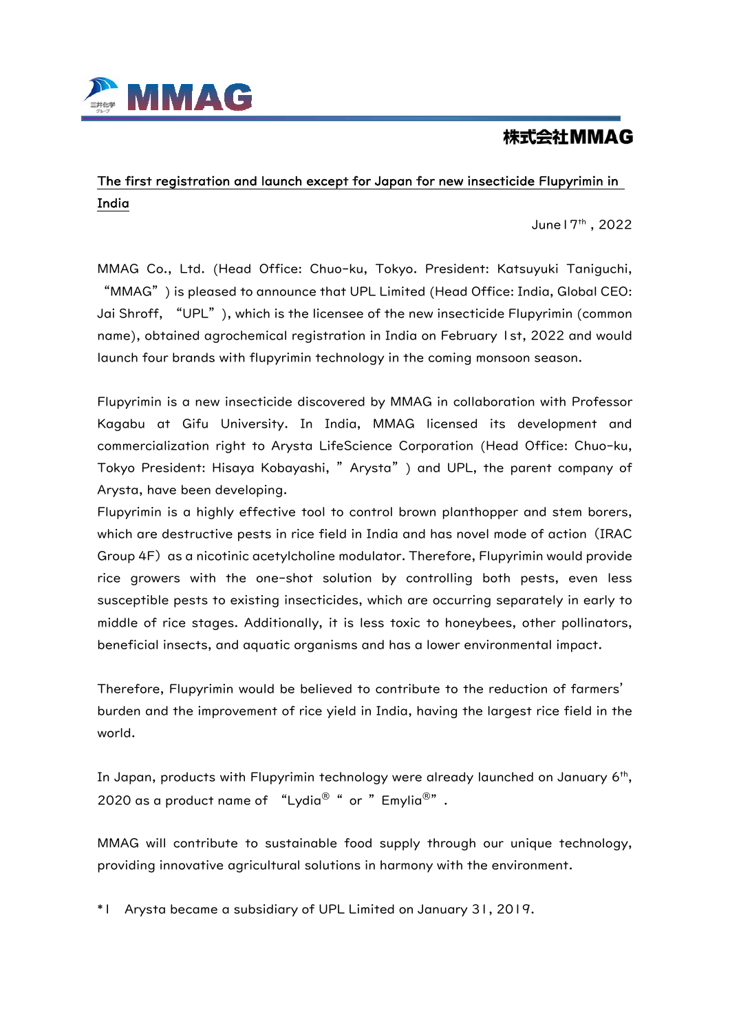株式会社MMAG

The first registration and launch except for Japan for new insecticide Flupyrimin in India

June 17th, 2022

MMAG Co., Ltd. (Head Office: Chuo-ku, Tokyo. President: Katsuyuki Taniguchi, "MMAG") is pleased to announce that UPL Limited (Head Office: India, Global CEO: Jai Shroff, "UPL"), which is the licensee of the new insecticide Flupyrimin (common name), obtained agrochemical registration in India on February 1st, 2022 and would launch four brands with flupyrimin technology in the coming monsoon season.

Flupyrimin is a new insecticide discovered by MMAG in collaboration with Professor Kagabu at Gifu University. In India, MMAG licensed its development and commercialization right to Arysta LifeScience Corporation (Head Office: Chuo-ku, Tokyo President: Hisaya Kobayashi, "Arysta") and UPL, the parent company of Arysta, have been developing.

Flupyrimin is a highly effective tool to control brown planthopper and stem borers, which are destructive pests in rice field in India and has novel mode of action (IRAC Group 4F) as a nicotinic acetylcholine modulator. Therefore, Flupyrimin would provide rice growers with the one-shot solution by controlling both pests, even less susceptible pests to existing insecticides, which are occurring separately in early to middle of rice stages. Additionally, it is less toxic to honeybees, other pollinators, beneficial insects, and aquatic organisms and has a lower environmental impact.

Therefore, Flupyrimin would be believed to contribute to the reduction of farmers' burden and the improvement of rice yield in India, having the largest rice field in the world.

In Japan, products with Flupyrimin technology were already launched on January 6th, 2020 as a product name of "Lydia®" or "Emylia®".

MMAG will contribute to sustainable food supply through our unique technology, providing innovative agricultural solutions in harmony with the environment.

*1 Arysta became a subsidiary of UPL Limited on January 31, 2019.